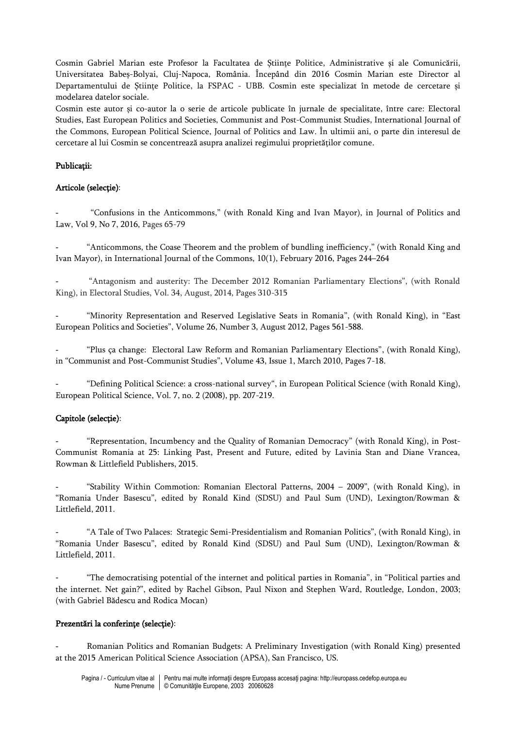Cosmin Gabriel Marian este Profesor la Facultatea de Științe Politice, Administrative și ale Comunicării, Universitatea Babeș-Bolyai, Cluj-Napoca, România. Începând din 2016 Cosmin Marian este Director al Departamentului de Științe Politice, la FSPAC - UBB. Cosmin este specializat în metode de cercetare și modelarea datelor sociale.

Cosmin este autor și co-autor la o serie de articole publicate în jurnale de specialitate, între care: Electoral Studies, East European Politics and Societies, Communist and Post-Communist Studies, International Journal of the Commons, European Political Science, Journal of Politics and Law. În ultimii ani, o parte din interesul de cercetare al lui Cosmin se concentrează asupra analizei regimului proprietăților comune.

**Publicaţii:**

**Articole (selecţie)**:

- "Confusions in the Anticommons," (with Ronald King and Ivan Mayor), in Journal of Politics and Law, Vol 9, No 7, 2016, Pages 65-79

- "Anticommons, the Coase Theorem and the problem of bundling inefficiency," (with Ronald King and Ivan Mayor), in International Journal of the Commons, 10(1), February 2016, Pages 244–264

- "Antagonism and austerity: The December 2012 Romanian Parliamentary Elections", (with Ronald King), in Electoral Studies, Vol. 34, August, 2014, Pages 310-315

- "Minority Representation and Reserved Legislative Seats in Romania", (with Ronald King), in "East European Politics and Societies", Volume 26, Number 3, August 2012, Pages 561-588.

- "Plus ça change: Electoral Law Reform and Romanian Parliamentary Elections", (with Ronald King), in "Communist and Post-Communist Studies", Volume 43, Issue 1, March 2010, Pages 7-18.

- "Defining Political Science: a cross-national survey", in European Political Science (with Ronald King), European Political Science, Vol. 7, no. 2 (2008), pp. 207-219.

**Capitole (selecţie)**:

- "Representation, Incumbency and the Quality of Romanian Democracy" (with Ronald King), in Post-Communist Romania at 25: Linking Past, Present and Future, edited by Lavinia Stan and Diane Vrancea, Rowman & Littlefield Publishers, 2015.

- "Stability Within Commotion: Romanian Electoral Patterns, 2004 – 2009", (with Ronald King), in "Romania Under Basescu", edited by Ronald Kind (SDSU) and Paul Sum (UND), Lexington/Rowman & Littlefield, 2011.

- "A Tale of Two Palaces: Strategic Semi-Presidentialism and Romanian Politics", (with Ronald King), in "Romania Under Basescu", edited by Ronald Kind (SDSU) and Paul Sum (UND), Lexington/Rowman & Littlefield, 2011.

- "The democratising potential of the internet and political parties in Romania", in "Political parties and the internet. Net gain?", edited by Rachel Gibson, Paul Nixon and Stephen Ward, Routledge, London, 2003; (with Gabriel Bădescu and Rodica Mocan)

**Prezentări la conferinţe (selecţie)**:

- Romanian Politics and Romanian Budgets: A Preliminary Investigation (with Ronald King) presented at the 2015 American Political Science Association (APSA), San Francisco, US.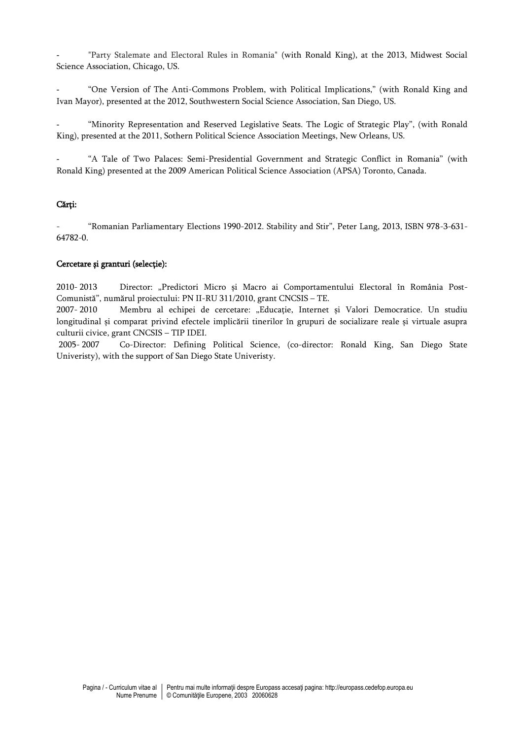- "Party Stalemate and Electoral Rules in Romania" (with Ronald King), at the 2013, Midwest Social Science Association, Chicago, US.

- "One Version of The Anti-Commons Problem, with Political Implications," (with Ronald King and Ivan Mayor), presented at the 2012, Southwestern Social Science Association, San Diego, US.

- "Minority Representation and Reserved Legislative Seats. The Logic of Strategic Play", (with Ronald King), presented at the 2011, Sothern Political Science Association Meetings, New Orleans, US.

- "A Tale of Two Palaces: Semi-Presidential Government and Strategic Conflict in Romania" (with Ronald King) presented at the 2009 American Political Science Association (APSA) Toronto, Canada.

**Cărţi:**

- "Romanian Parliamentary Elections 1990-2012. Stability and Stir", Peter Lang, 2013, ISBN 978-3-631-64782-0.

**Cercetare şi granturi (selecţie):**

2010- 2013 Director: „Predictori Micro și Macro ai Comportamentului Electoral în România Post-Comunistă", numărul proiectului: PN II-RU 311/2010, grant CNCSIS – TE.

2007- 2010 Membru al echipei de cercetare: „Educație, Internet și Valori Democratice. Un studiu longitudinal și comparat privind efectele implicării tinerilor în grupuri de socializare reale și virtuale asupra culturii civice, grant CNCSIS – TIP IDEI.

2005- 2007 Co-Director: Defining Political Science, (co-director: Ronald King, San Diego State Univeristy), with the support of San Diego State Univeristy.